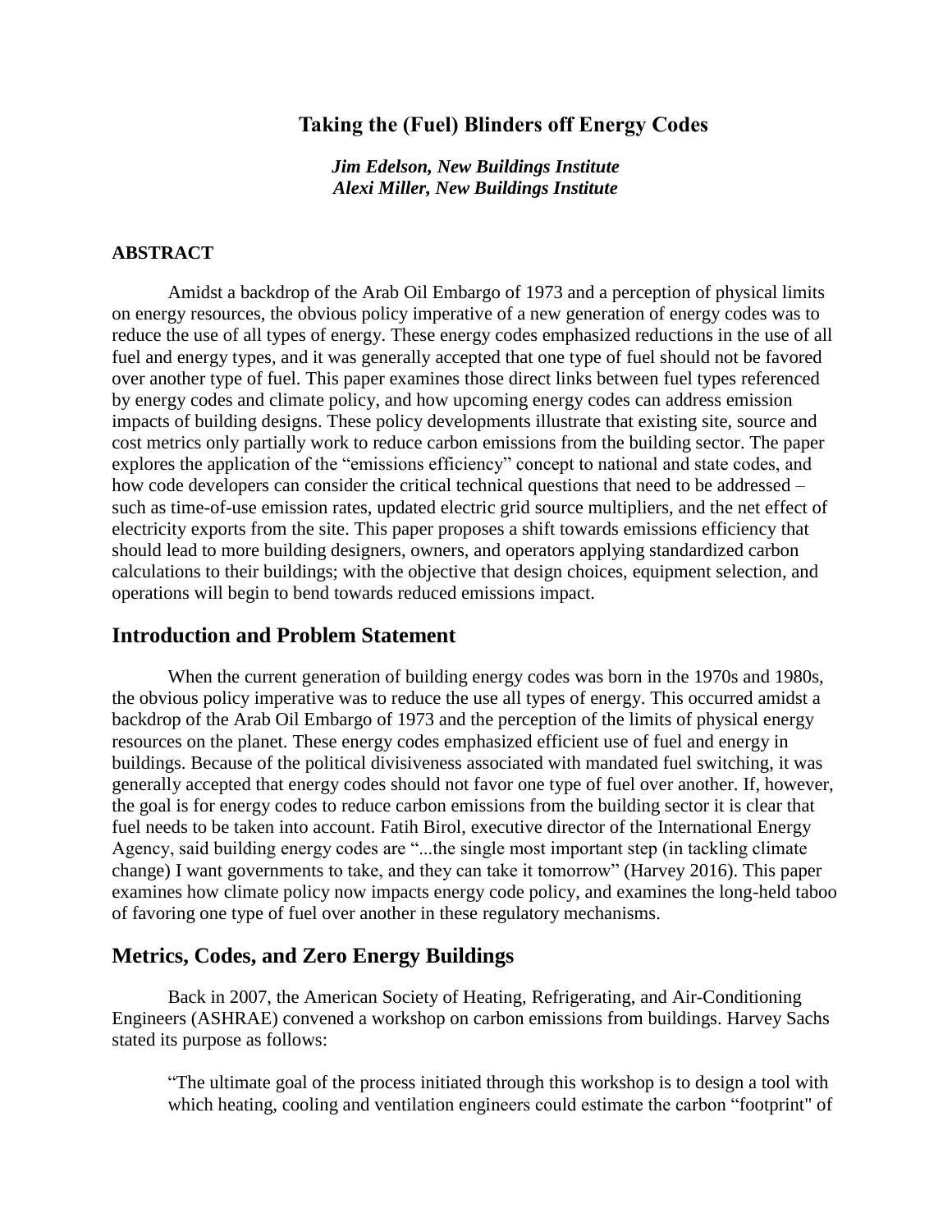# Taking the (Fuel) Blinders off Energy Codes

***Jim Edelson, New Buildings Institute***
***Alexi Miller, New Buildings Institute***

## ABSTRACT

Amidst a backdrop of the Arab Oil Embargo of 1973 and a perception of physical limits on energy resources, the obvious policy imperative of a new generation of energy codes was to reduce the use of all types of energy. These energy codes emphasized reductions in the use of all fuel and energy types, and it was generally accepted that one type of fuel should not be favored over another type of fuel. This paper examines those direct links between fuel types referenced by energy codes and climate policy, and how upcoming energy codes can address emission impacts of building designs. These policy developments illustrate that existing site, source and cost metrics only partially work to reduce carbon emissions from the building sector. The paper explores the application of the "emissions efficiency" concept to national and state codes, and how code developers can consider the critical technical questions that need to be addressed – such as time-of-use emission rates, updated electric grid source multipliers, and the net effect of electricity exports from the site. This paper proposes a shift towards emissions efficiency that should lead to more building designers, owners, and operators applying standardized carbon calculations to their buildings; with the objective that design choices, equipment selection, and operations will begin to bend towards reduced emissions impact.

## Introduction and Problem Statement

When the current generation of building energy codes was born in the 1970s and 1980s, the obvious policy imperative was to reduce the use all types of energy. This occurred amidst a backdrop of the Arab Oil Embargo of 1973 and the perception of the limits of physical energy resources on the planet. These energy codes emphasized efficient use of fuel and energy in buildings. Because of the political divisiveness associated with mandated fuel switching, it was generally accepted that energy codes should not favor one type of fuel over another. If, however, the goal is for energy codes to reduce carbon emissions from the building sector it is clear that fuel needs to be taken into account. Fatih Birol, executive director of the International Energy Agency, said building energy codes are "...the single most important step (in tackling climate change) I want governments to take, and they can take it tomorrow" (Harvey 2016). This paper examines how climate policy now impacts energy code policy, and examines the long-held taboo of favoring one type of fuel over another in these regulatory mechanisms.

## Metrics, Codes, and Zero Energy Buildings

Back in 2007, the American Society of Heating, Refrigerating, and Air-Conditioning Engineers (ASHRAE) convened a workshop on carbon emissions from buildings. Harvey Sachs stated its purpose as follows:

> "The ultimate goal of the process initiated through this workshop is to design a tool with which heating, cooling and ventilation engineers could estimate the carbon "footprint" of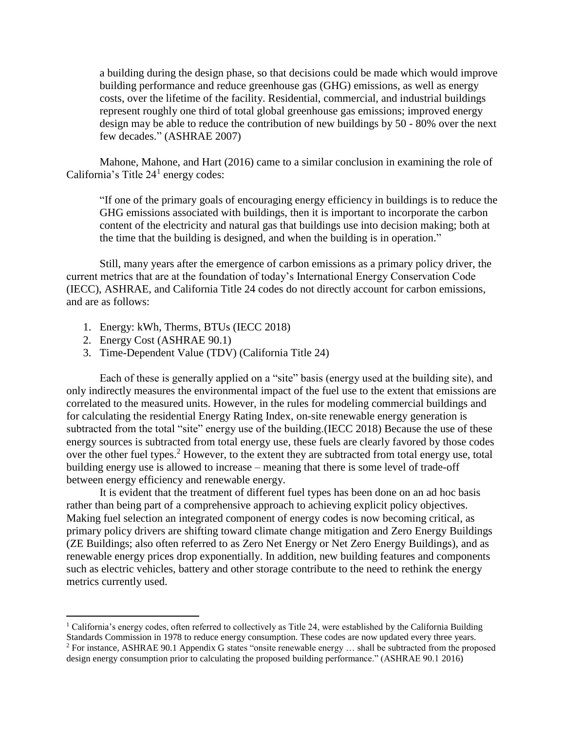a building during the design phase, so that decisions could be made which would improve building performance and reduce greenhouse gas (GHG) emissions, as well as energy costs, over the lifetime of the facility. Residential, commercial, and industrial buildings represent roughly one third of total global greenhouse gas emissions; improved energy design may be able to reduce the contribution of new buildings by 50 - 80% over the next few decades." (ASHRAE 2007)

Mahone, Mahone, and Hart (2016) came to a similar conclusion in examining the role of California's Title 24[1] energy codes:

> "If one of the primary goals of encouraging energy efficiency in buildings is to reduce the GHG emissions associated with buildings, then it is important to incorporate the carbon content of the electricity and natural gas that buildings use into decision making; both at the time that the building is designed, and when the building is in operation."

Still, many years after the emergence of carbon emissions as a primary policy driver, the current metrics that are at the foundation of today's International Energy Conservation Code (IECC), ASHRAE, and California Title 24 codes do not directly account for carbon emissions, and are as follows:

1. Energy: kWh, Therms, BTUs (IECC 2018)
2. Energy Cost (ASHRAE 90.1)
3. Time-Dependent Value (TDV) (California Title 24)

Each of these is generally applied on a "site" basis (energy used at the building site), and only indirectly measures the environmental impact of the fuel use to the extent that emissions are correlated to the measured units. However, in the rules for modeling commercial buildings and for calculating the residential Energy Rating Index, on-site renewable energy generation is subtracted from the total "site" energy use of the building.(IECC 2018) Because the use of these energy sources is subtracted from total energy use, these fuels are clearly favored by those codes over the other fuel types.[2] However, to the extent they are subtracted from total energy use, total building energy use is allowed to increase – meaning that there is some level of trade-off between energy efficiency and renewable energy.

It is evident that the treatment of different fuel types has been done on an ad hoc basis rather than being part of a comprehensive approach to achieving explicit policy objectives. Making fuel selection an integrated component of energy codes is now becoming critical, as primary policy drivers are shifting toward climate change mitigation and Zero Energy Buildings (ZE Buildings; also often referred to as Zero Net Energy or Net Zero Energy Buildings), and as renewable energy prices drop exponentially. In addition, new building features and components such as electric vehicles, battery and other storage contribute to the need to rethink the energy metrics currently used.

---

[1] California's energy codes, often referred to collectively as Title 24, were established by the California Building Standards Commission in 1978 to reduce energy consumption. These codes are now updated every three years.

[2] For instance, ASHRAE 90.1 Appendix G states "onsite renewable energy … shall be subtracted from the proposed design energy consumption prior to calculating the proposed building performance." (ASHRAE 90.1 2016)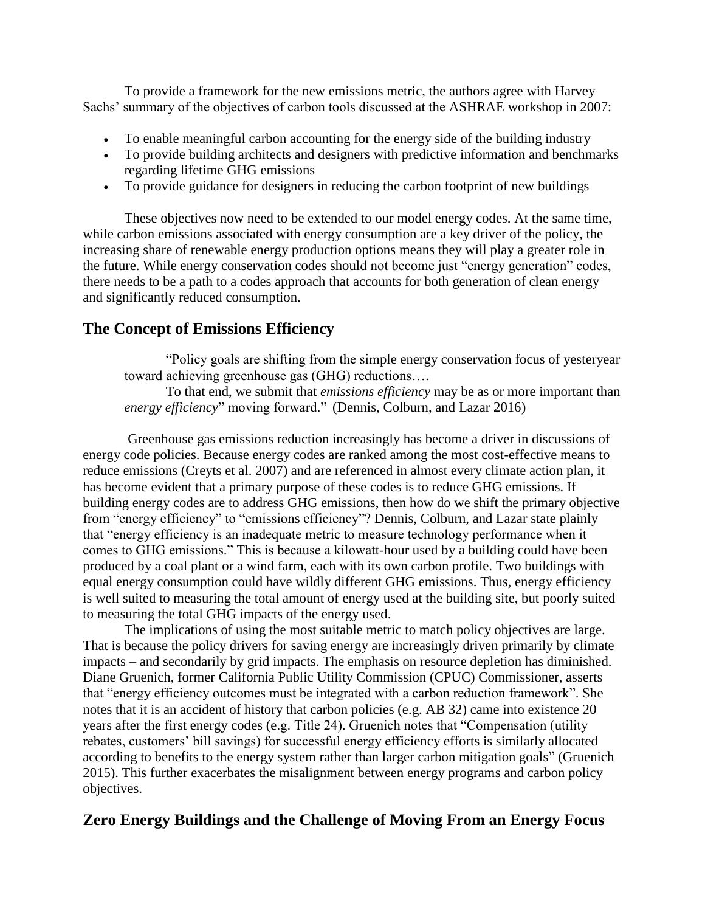To provide a framework for the new emissions metric, the authors agree with Harvey Sachs' summary of the objectives of carbon tools discussed at the ASHRAE workshop in 2007:

- To enable meaningful carbon accounting for the energy side of the building industry
- To provide building architects and designers with predictive information and benchmarks regarding lifetime GHG emissions
- To provide guidance for designers in reducing the carbon footprint of new buildings

These objectives now need to be extended to our model energy codes. At the same time, while carbon emissions associated with energy consumption are a key driver of the policy, the increasing share of renewable energy production options means they will play a greater role in the future. While energy conservation codes should not become just "energy generation" codes, there needs to be a path to a codes approach that accounts for both generation of clean energy and significantly reduced consumption.

## The Concept of Emissions Efficiency

> "Policy goals are shifting from the simple energy conservation focus of yesteryear toward achieving greenhouse gas (GHG) reductions….
>
> To that end, we submit that *emissions efficiency* may be as or more important than *energy efficiency*" moving forward." (Dennis, Colburn, and Lazar 2016)

Greenhouse gas emissions reduction increasingly has become a driver in discussions of energy code policies. Because energy codes are ranked among the most cost-effective means to reduce emissions (Creyts et al. 2007) and are referenced in almost every climate action plan, it has become evident that a primary purpose of these codes is to reduce GHG emissions. If building energy codes are to address GHG emissions, then how do we shift the primary objective from "energy efficiency" to "emissions efficiency"? Dennis, Colburn, and Lazar state plainly that "energy efficiency is an inadequate metric to measure technology performance when it comes to GHG emissions." This is because a kilowatt-hour used by a building could have been produced by a coal plant or a wind farm, each with its own carbon profile. Two buildings with equal energy consumption could have wildly different GHG emissions. Thus, energy efficiency is well suited to measuring the total amount of energy used at the building site, but poorly suited to measuring the total GHG impacts of the energy used.

The implications of using the most suitable metric to match policy objectives are large. That is because the policy drivers for saving energy are increasingly driven primarily by climate impacts – and secondarily by grid impacts. The emphasis on resource depletion has diminished. Diane Gruenich, former California Public Utility Commission (CPUC) Commissioner, asserts that "energy efficiency outcomes must be integrated with a carbon reduction framework". She notes that it is an accident of history that carbon policies (e.g. AB 32) came into existence 20 years after the first energy codes (e.g. Title 24). Gruenich notes that "Compensation (utility rebates, customers' bill savings) for successful energy efficiency efforts is similarly allocated according to benefits to the energy system rather than larger carbon mitigation goals" (Gruenich 2015). This further exacerbates the misalignment between energy programs and carbon policy objectives.

## Zero Energy Buildings and the Challenge of Moving From an Energy Focus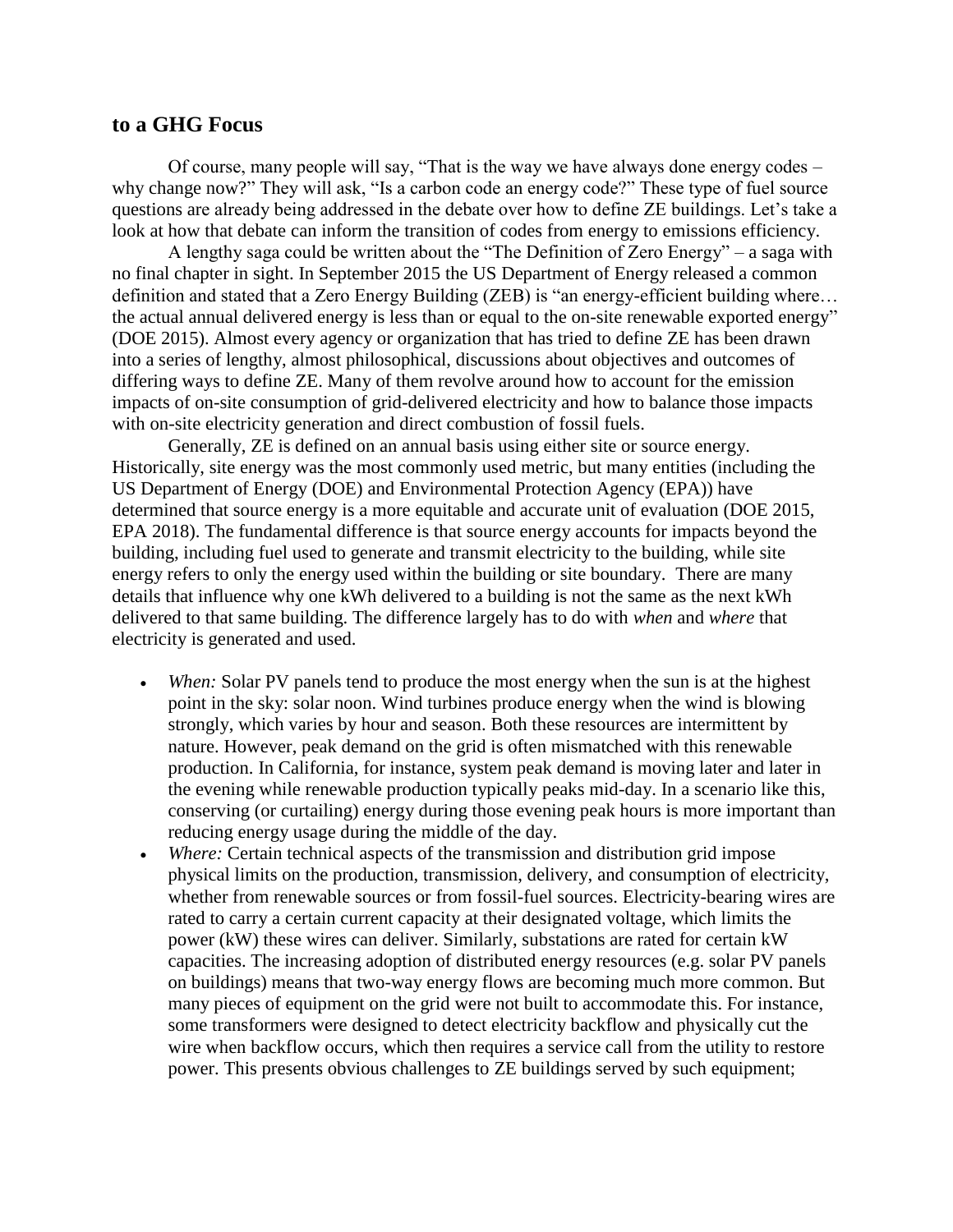## to a GHG Focus

Of course, many people will say, "That is the way we have always done energy codes – why change now?" They will ask, "Is a carbon code an energy code?" These type of fuel source questions are already being addressed in the debate over how to define ZE buildings. Let's take a look at how that debate can inform the transition of codes from energy to emissions efficiency.

A lengthy saga could be written about the "The Definition of Zero Energy" – a saga with no final chapter in sight. In September 2015 the US Department of Energy released a common definition and stated that a Zero Energy Building (ZEB) is "an energy-efficient building where… the actual annual delivered energy is less than or equal to the on-site renewable exported energy" (DOE 2015). Almost every agency or organization that has tried to define ZE has been drawn into a series of lengthy, almost philosophical, discussions about objectives and outcomes of differing ways to define ZE. Many of them revolve around how to account for the emission impacts of on-site consumption of grid-delivered electricity and how to balance those impacts with on-site electricity generation and direct combustion of fossil fuels.

Generally, ZE is defined on an annual basis using either site or source energy. Historically, site energy was the most commonly used metric, but many entities (including the US Department of Energy (DOE) and Environmental Protection Agency (EPA)) have determined that source energy is a more equitable and accurate unit of evaluation (DOE 2015, EPA 2018). The fundamental difference is that source energy accounts for impacts beyond the building, including fuel used to generate and transmit electricity to the building, while site energy refers to only the energy used within the building or site boundary. There are many details that influence why one kWh delivered to a building is not the same as the next kWh delivered to that same building. The difference largely has to do with *when* and *where* that electricity is generated and used.

- *When:* Solar PV panels tend to produce the most energy when the sun is at the highest point in the sky: solar noon. Wind turbines produce energy when the wind is blowing strongly, which varies by hour and season. Both these resources are intermittent by nature. However, peak demand on the grid is often mismatched with this renewable production. In California, for instance, system peak demand is moving later and later in the evening while renewable production typically peaks mid-day. In a scenario like this, conserving (or curtailing) energy during those evening peak hours is more important than reducing energy usage during the middle of the day.
- *Where:* Certain technical aspects of the transmission and distribution grid impose physical limits on the production, transmission, delivery, and consumption of electricity, whether from renewable sources or from fossil-fuel sources. Electricity-bearing wires are rated to carry a certain current capacity at their designated voltage, which limits the power (kW) these wires can deliver. Similarly, substations are rated for certain kW capacities. The increasing adoption of distributed energy resources (e.g. solar PV panels on buildings) means that two-way energy flows are becoming much more common. But many pieces of equipment on the grid were not built to accommodate this. For instance, some transformers were designed to detect electricity backflow and physically cut the wire when backflow occurs, which then requires a service call from the utility to restore power. This presents obvious challenges to ZE buildings served by such equipment;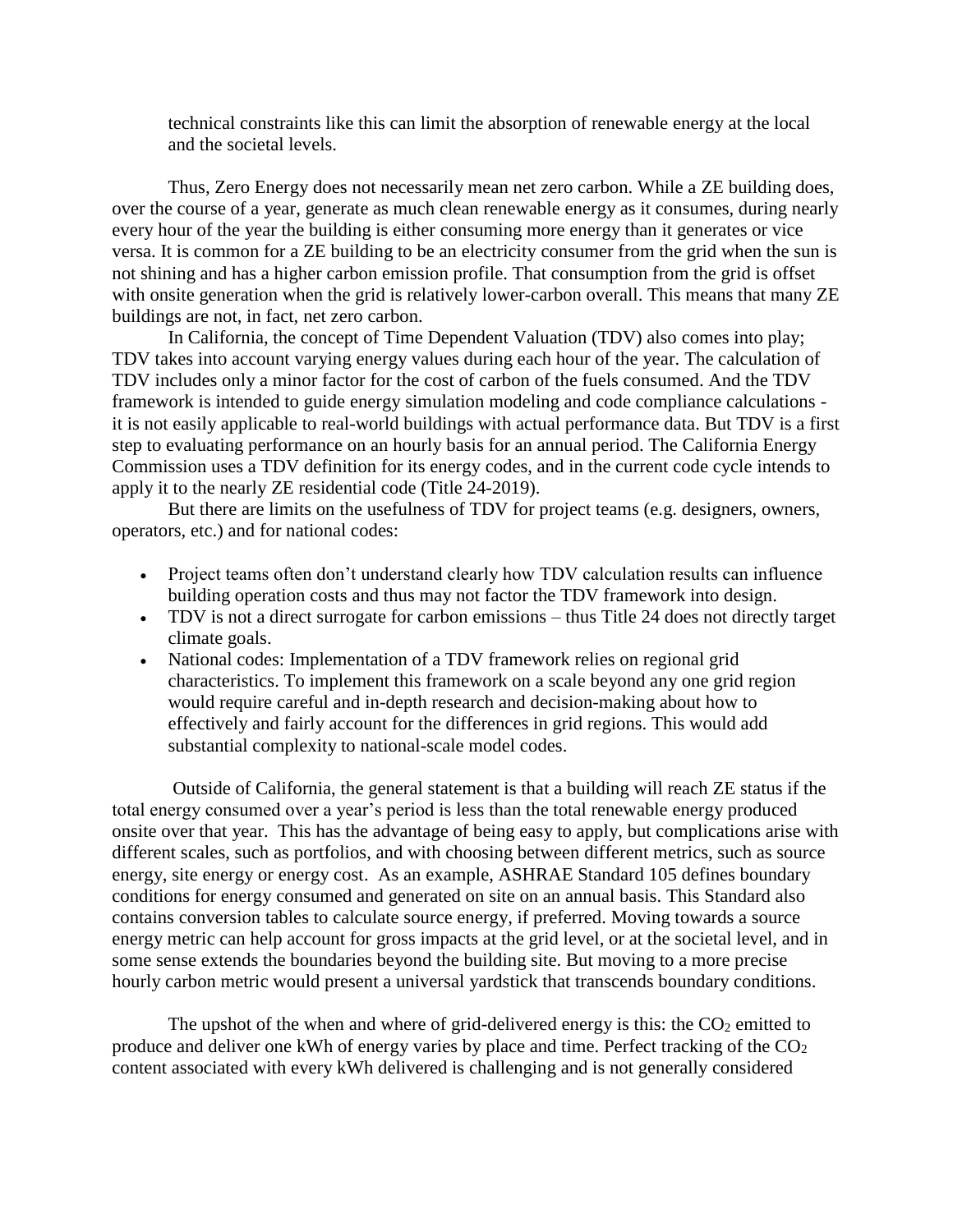technical constraints like this can limit the absorption of renewable energy at the local and the societal levels.

Thus, Zero Energy does not necessarily mean net zero carbon. While a ZE building does, over the course of a year, generate as much clean renewable energy as it consumes, during nearly every hour of the year the building is either consuming more energy than it generates or vice versa. It is common for a ZE building to be an electricity consumer from the grid when the sun is not shining and has a higher carbon emission profile. That consumption from the grid is offset with onsite generation when the grid is relatively lower-carbon overall. This means that many ZE buildings are not, in fact, net zero carbon.

In California, the concept of Time Dependent Valuation (TDV) also comes into play; TDV takes into account varying energy values during each hour of the year. The calculation of TDV includes only a minor factor for the cost of carbon of the fuels consumed. And the TDV framework is intended to guide energy simulation modeling and code compliance calculations - it is not easily applicable to real-world buildings with actual performance data. But TDV is a first step to evaluating performance on an hourly basis for an annual period. The California Energy Commission uses a TDV definition for its energy codes, and in the current code cycle intends to apply it to the nearly ZE residential code (Title 24-2019).

But there are limits on the usefulness of TDV for project teams (e.g. designers, owners, operators, etc.) and for national codes:

- Project teams often don't understand clearly how TDV calculation results can influence building operation costs and thus may not factor the TDV framework into design.
- TDV is not a direct surrogate for carbon emissions – thus Title 24 does not directly target climate goals.
- National codes: Implementation of a TDV framework relies on regional grid characteristics. To implement this framework on a scale beyond any one grid region would require careful and in-depth research and decision-making about how to effectively and fairly account for the differences in grid regions. This would add substantial complexity to national-scale model codes.

Outside of California, the general statement is that a building will reach ZE status if the total energy consumed over a year's period is less than the total renewable energy produced onsite over that year. This has the advantage of being easy to apply, but complications arise with different scales, such as portfolios, and with choosing between different metrics, such as source energy, site energy or energy cost. As an example, ASHRAE Standard 105 defines boundary conditions for energy consumed and generated on site on an annual basis. This Standard also contains conversion tables to calculate source energy, if preferred. Moving towards a source energy metric can help account for gross impacts at the grid level, or at the societal level, and in some sense extends the boundaries beyond the building site. But moving to a more precise hourly carbon metric would present a universal yardstick that transcends boundary conditions.

The upshot of the when and where of grid-delivered energy is this: the $CO_2$ emitted to produce and deliver one kWh of energy varies by place and time. Perfect tracking of the $CO_2$ content associated with every kWh delivered is challenging and is not generally considered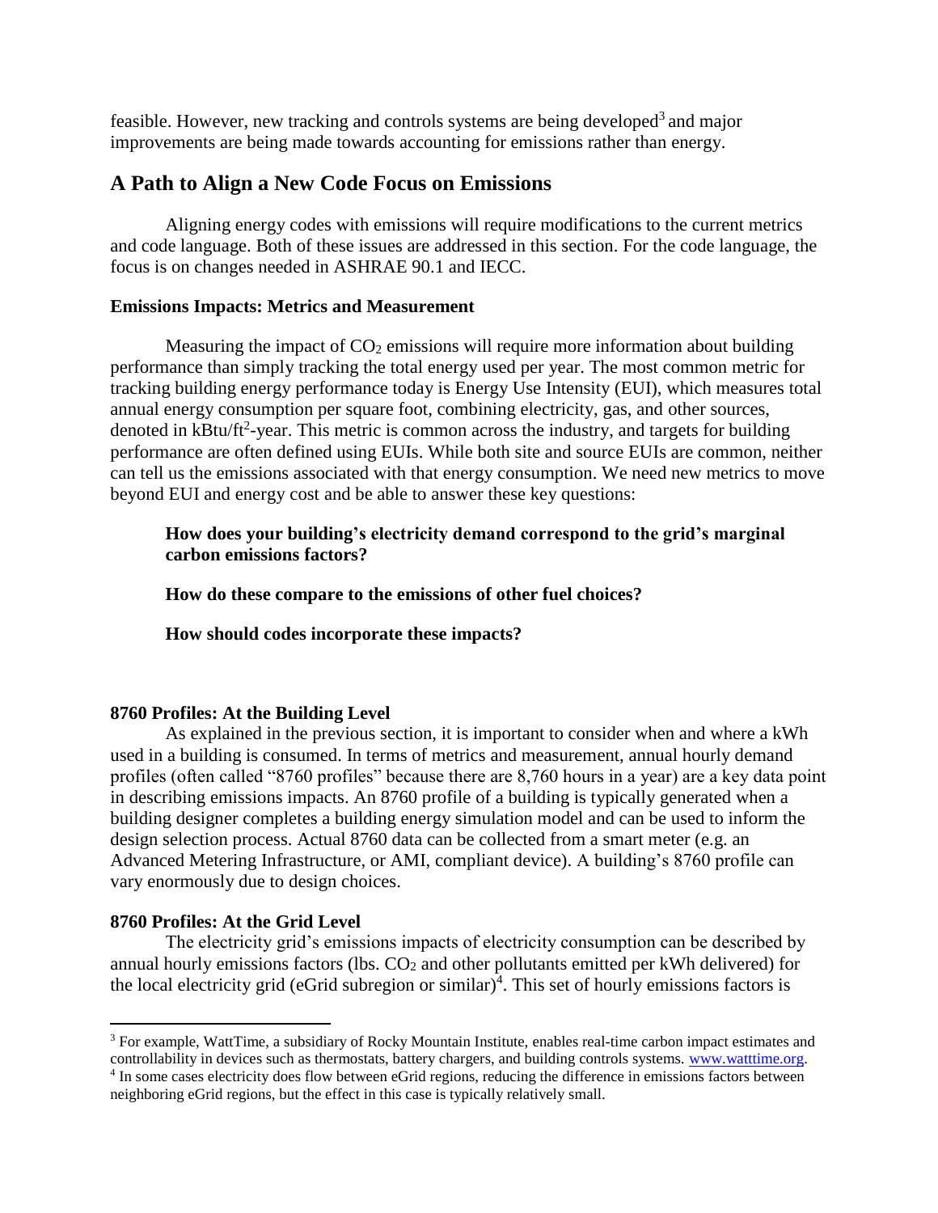feasible. However, new tracking and controls systems are being developed[3] and major improvements are being made towards accounting for emissions rather than energy.

## A Path to Align a New Code Focus on Emissions

Aligning energy codes with emissions will require modifications to the current metrics and code language. Both of these issues are addressed in this section. For the code language, the focus is on changes needed in ASHRAE 90.1 and IECC.

### Emissions Impacts: Metrics and Measurement

Measuring the impact of $CO_2$ emissions will require more information about building performance than simply tracking the total energy used per year. The most common metric for tracking building energy performance today is Energy Use Intensity (EUI), which measures total annual energy consumption per square foot, combining electricity, gas, and other sources, denoted in kBtu/ft$^2$-year. This metric is common across the industry, and targets for building performance are often defined using EUIs. While both site and source EUIs are common, neither can tell us the emissions associated with that energy consumption. We need new metrics to move beyond EUI and energy cost and be able to answer these key questions:

**How does your building's electricity demand correspond to the grid's marginal carbon emissions factors?**

**How do these compare to the emissions of other fuel choices?**

**How should codes incorporate these impacts?**

### 8760 Profiles: At the Building Level

As explained in the previous section, it is important to consider when and where a kWh used in a building is consumed. In terms of metrics and measurement, annual hourly demand profiles (often called "8760 profiles" because there are 8,760 hours in a year) are a key data point in describing emissions impacts. An 8760 profile of a building is typically generated when a building designer completes a building energy simulation model and can be used to inform the design selection process. Actual 8760 data can be collected from a smart meter (e.g. an Advanced Metering Infrastructure, or AMI, compliant device). A building's 8760 profile can vary enormously due to design choices.

### 8760 Profiles: At the Grid Level

The electricity grid's emissions impacts of electricity consumption can be described by annual hourly emissions factors (lbs. $CO_2$ and other pollutants emitted per kWh delivered) for the local electricity grid (eGrid subregion or similar)[4]. This set of hourly emissions factors is

---

[3] For example, WattTime, a subsidiary of Rocky Mountain Institute, enables real-time carbon impact estimates and controllability in devices such as thermostats, battery chargers, and building controls systems. www.watttime.org.

[4] In some cases electricity does flow between eGrid regions, reducing the difference in emissions factors between neighboring eGrid regions, but the effect in this case is typically relatively small.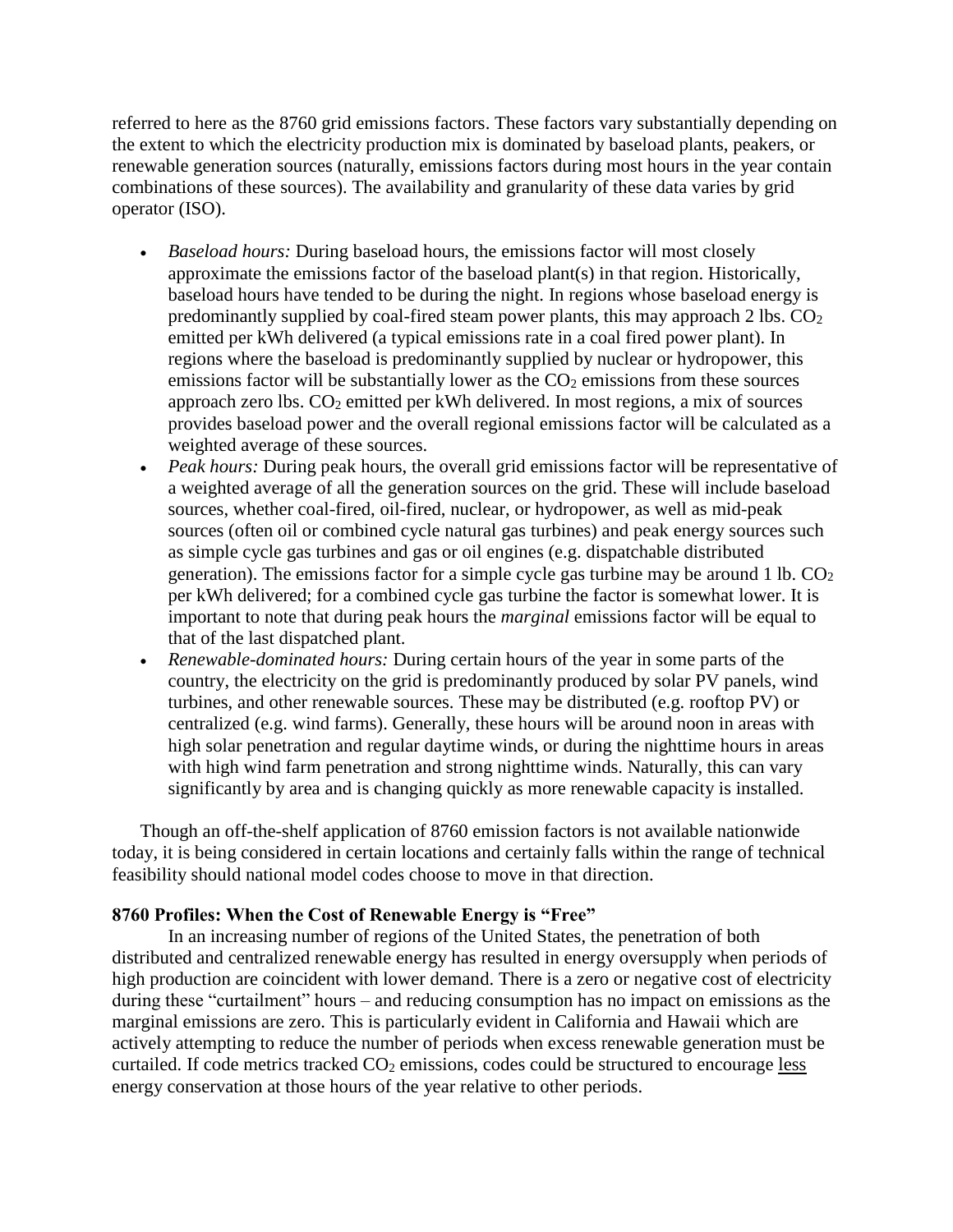referred to here as the 8760 grid emissions factors. These factors vary substantially depending on the extent to which the electricity production mix is dominated by baseload plants, peakers, or renewable generation sources (naturally, emissions factors during most hours in the year contain combinations of these sources). The availability and granularity of these data varies by grid operator (ISO).

- *Baseload hours:* During baseload hours, the emissions factor will most closely approximate the emissions factor of the baseload plant(s) in that region. Historically, baseload hours have tended to be during the night. In regions whose baseload energy is predominantly supplied by coal-fired steam power plants, this may approach 2 lbs. $CO_2$ emitted per kWh delivered (a typical emissions rate in a coal fired power plant). In regions where the baseload is predominantly supplied by nuclear or hydropower, this emissions factor will be substantially lower as the $CO_2$ emissions from these sources approach zero lbs. $CO_2$ emitted per kWh delivered. In most regions, a mix of sources provides baseload power and the overall regional emissions factor will be calculated as a weighted average of these sources.
- *Peak hours:* During peak hours, the overall grid emissions factor will be representative of a weighted average of all the generation sources on the grid. These will include baseload sources, whether coal-fired, oil-fired, nuclear, or hydropower, as well as mid-peak sources (often oil or combined cycle natural gas turbines) and peak energy sources such as simple cycle gas turbines and gas or oil engines (e.g. dispatchable distributed generation). The emissions factor for a simple cycle gas turbine may be around 1 lb. $CO_2$ per kWh delivered; for a combined cycle gas turbine the factor is somewhat lower. It is important to note that during peak hours the *marginal* emissions factor will be equal to that of the last dispatched plant.
- *Renewable-dominated hours:* During certain hours of the year in some parts of the country, the electricity on the grid is predominantly produced by solar PV panels, wind turbines, and other renewable sources. These may be distributed (e.g. rooftop PV) or centralized (e.g. wind farms). Generally, these hours will be around noon in areas with high solar penetration and regular daytime winds, or during the nighttime hours in areas with high wind farm penetration and strong nighttime winds. Naturally, this can vary significantly by area and is changing quickly as more renewable capacity is installed.

Though an off-the-shelf application of 8760 emission factors is not available nationwide today, it is being considered in certain locations and certainly falls within the range of technical feasibility should national model codes choose to move in that direction.

**8760 Profiles: When the Cost of Renewable Energy is "Free"**

In an increasing number of regions of the United States, the penetration of both distributed and centralized renewable energy has resulted in energy oversupply when periods of high production are coincident with lower demand. There is a zero or negative cost of electricity during these "curtailment" hours – and reducing consumption has no impact on emissions as the marginal emissions are zero. This is particularly evident in California and Hawaii which are actively attempting to reduce the number of periods when excess renewable generation must be curtailed. If code metrics tracked $CO_2$ emissions, codes could be structured to encourage <u>less</u> energy conservation at those hours of the year relative to other periods.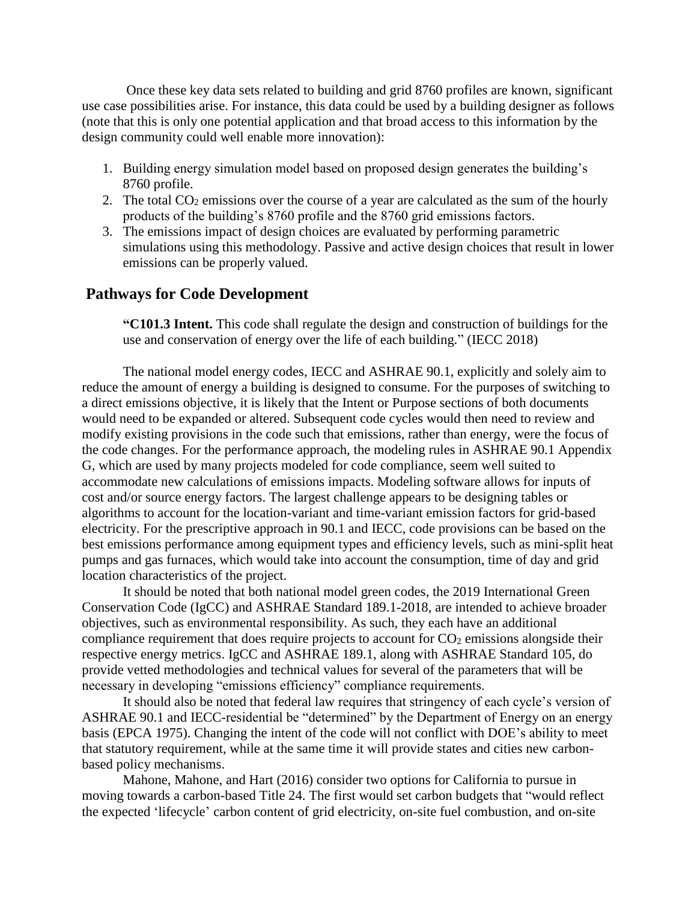Once these key data sets related to building and grid 8760 profiles are known, significant use case possibilities arise. For instance, this data could be used by a building designer as follows (note that this is only one potential application and that broad access to this information by the design community could well enable more innovation):

1. Building energy simulation model based on proposed design generates the building's 8760 profile.
2. The total $CO_2$ emissions over the course of a year are calculated as the sum of the hourly products of the building's 8760 profile and the 8760 grid emissions factors.
3. The emissions impact of design choices are evaluated by performing parametric simulations using this methodology. Passive and active design choices that result in lower emissions can be properly valued.

## Pathways for Code Development

> **"C101.3 Intent.** This code shall regulate the design and construction of buildings for the use and conservation of energy over the life of each building." (IECC 2018)

The national model energy codes, IECC and ASHRAE 90.1, explicitly and solely aim to reduce the amount of energy a building is designed to consume. For the purposes of switching to a direct emissions objective, it is likely that the Intent or Purpose sections of both documents would need to be expanded or altered. Subsequent code cycles would then need to review and modify existing provisions in the code such that emissions, rather than energy, were the focus of the code changes. For the performance approach, the modeling rules in ASHRAE 90.1 Appendix G, which are used by many projects modeled for code compliance, seem well suited to accommodate new calculations of emissions impacts. Modeling software allows for inputs of cost and/or source energy factors. The largest challenge appears to be designing tables or algorithms to account for the location-variant and time-variant emission factors for grid-based electricity. For the prescriptive approach in 90.1 and IECC, code provisions can be based on the best emissions performance among equipment types and efficiency levels, such as mini-split heat pumps and gas furnaces, which would take into account the consumption, time of day and grid location characteristics of the project.

It should be noted that both national model green codes, the 2019 International Green Conservation Code (IgCC) and ASHRAE Standard 189.1-2018, are intended to achieve broader objectives, such as environmental responsibility. As such, they each have an additional compliance requirement that does require projects to account for $CO_2$ emissions alongside their respective energy metrics. IgCC and ASHRAE 189.1, along with ASHRAE Standard 105, do provide vetted methodologies and technical values for several of the parameters that will be necessary in developing "emissions efficiency" compliance requirements.

It should also be noted that federal law requires that stringency of each cycle's version of ASHRAE 90.1 and IECC-residential be "determined" by the Department of Energy on an energy basis (EPCA 1975). Changing the intent of the code will not conflict with DOE's ability to meet that statutory requirement, while at the same time it will provide states and cities new carbon-based policy mechanisms.

Mahone, Mahone, and Hart (2016) consider two options for California to pursue in moving towards a carbon-based Title 24. The first would set carbon budgets that "would reflect the expected 'lifecycle' carbon content of grid electricity, on-site fuel combustion, and on-site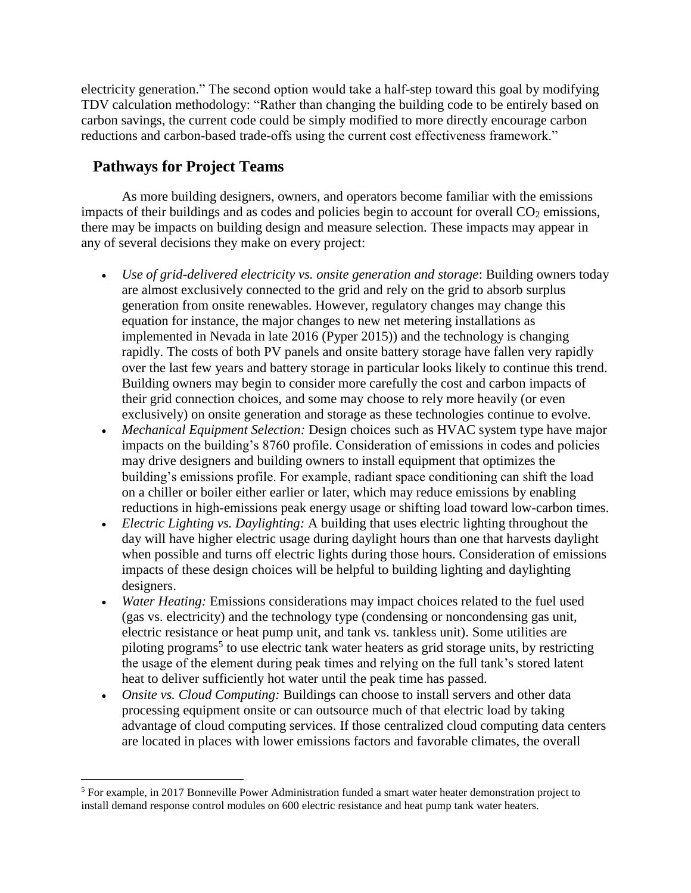electricity generation." The second option would take a half-step toward this goal by modifying TDV calculation methodology: "Rather than changing the building code to be entirely based on carbon savings, the current code could be simply modified to more directly encourage carbon reductions and carbon-based trade-offs using the current cost effectiveness framework."

## Pathways for Project Teams

As more building designers, owners, and operators become familiar with the emissions impacts of their buildings and as codes and policies begin to account for overall $CO_2$ emissions, there may be impacts on building design and measure selection. These impacts may appear in any of several decisions they make on every project:

- *Use of grid-delivered electricity vs. onsite generation and storage*: Building owners today are almost exclusively connected to the grid and rely on the grid to absorb surplus generation from onsite renewables. However, regulatory changes may change this equation for instance, the major changes to new net metering installations as implemented in Nevada in late 2016 (Pyper 2015)) and the technology is changing rapidly. The costs of both PV panels and onsite battery storage have fallen very rapidly over the last few years and battery storage in particular looks likely to continue this trend. Building owners may begin to consider more carefully the cost and carbon impacts of their grid connection choices, and some may choose to rely more heavily (or even exclusively) on onsite generation and storage as these technologies continue to evolve.
- *Mechanical Equipment Selection:* Design choices such as HVAC system type have major impacts on the building's 8760 profile. Consideration of emissions in codes and policies may drive designers and building owners to install equipment that optimizes the building's emissions profile. For example, radiant space conditioning can shift the load on a chiller or boiler either earlier or later, which may reduce emissions by enabling reductions in high-emissions peak energy usage or shifting load toward low-carbon times.
- *Electric Lighting vs. Daylighting:* A building that uses electric lighting throughout the day will have higher electric usage during daylight hours than one that harvests daylight when possible and turns off electric lights during those hours. Consideration of emissions impacts of these design choices will be helpful to building lighting and daylighting designers.
- *Water Heating:* Emissions considerations may impact choices related to the fuel used (gas vs. electricity) and the technology type (condensing or noncondensing gas unit, electric resistance or heat pump unit, and tank vs. tankless unit). Some utilities are piloting programs[5] to use electric tank water heaters as grid storage units, by restricting the usage of the element during peak times and relying on the full tank's stored latent heat to deliver sufficiently hot water until the peak time has passed.
- *Onsite vs. Cloud Computing:* Buildings can choose to install servers and other data processing equipment onsite or can outsource much of that electric load by taking advantage of cloud computing services. If those centralized cloud computing data centers are located in places with lower emissions factors and favorable climates, the overall

[5] For example, in 2017 Bonneville Power Administration funded a smart water heater demonstration project to install demand response control modules on 600 electric resistance and heat pump tank water heaters.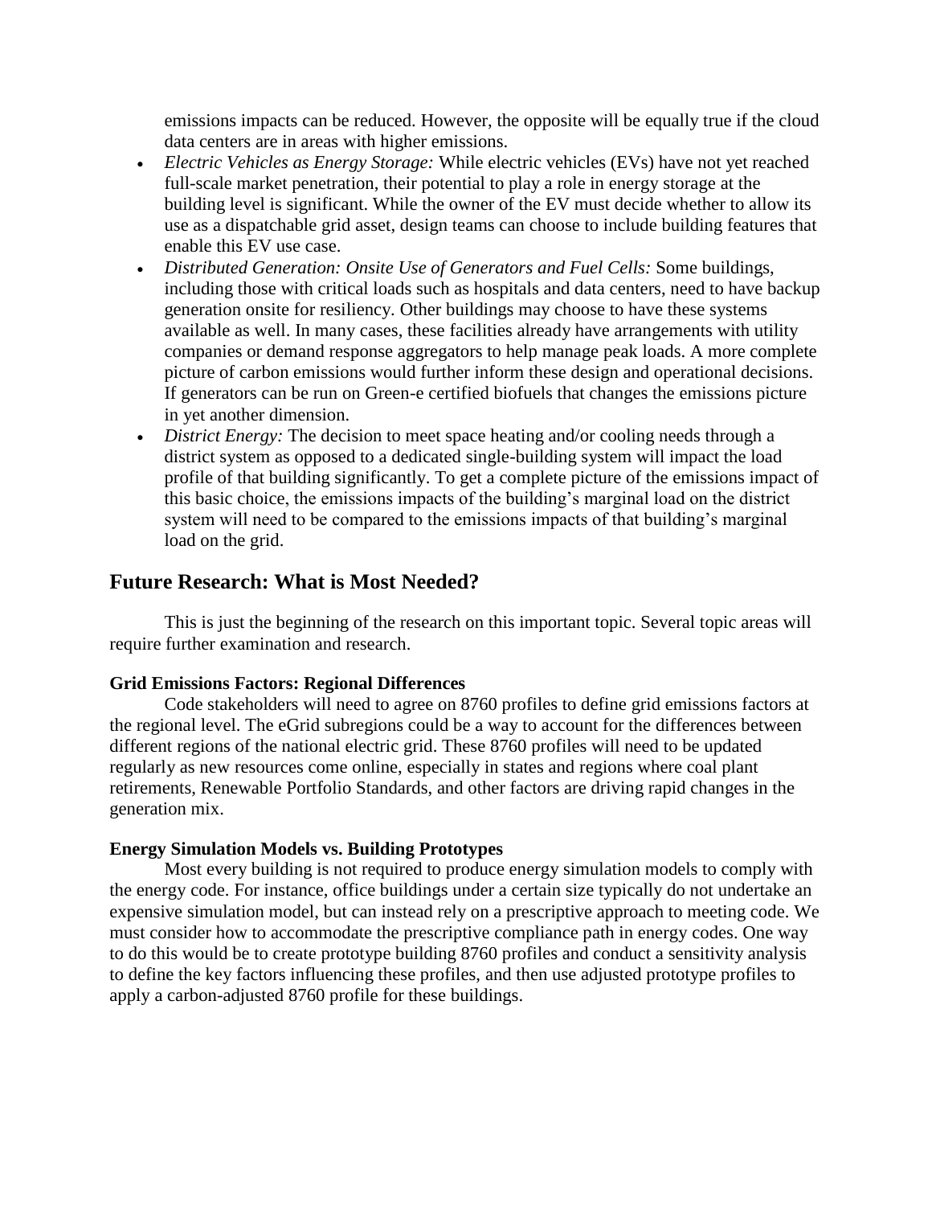emissions impacts can be reduced. However, the opposite will be equally true if the cloud data centers are in areas with higher emissions.

- *Electric Vehicles as Energy Storage:* While electric vehicles (EVs) have not yet reached full-scale market penetration, their potential to play a role in energy storage at the building level is significant. While the owner of the EV must decide whether to allow its use as a dispatchable grid asset, design teams can choose to include building features that enable this EV use case.
- *Distributed Generation: Onsite Use of Generators and Fuel Cells:* Some buildings, including those with critical loads such as hospitals and data centers, need to have backup generation onsite for resiliency. Other buildings may choose to have these systems available as well. In many cases, these facilities already have arrangements with utility companies or demand response aggregators to help manage peak loads. A more complete picture of carbon emissions would further inform these design and operational decisions. If generators can be run on Green-e certified biofuels that changes the emissions picture in yet another dimension.
- *District Energy:* The decision to meet space heating and/or cooling needs through a district system as opposed to a dedicated single-building system will impact the load profile of that building significantly. To get a complete picture of the emissions impact of this basic choice, the emissions impacts of the building's marginal load on the district system will need to be compared to the emissions impacts of that building's marginal load on the grid.

## Future Research: What is Most Needed?

This is just the beginning of the research on this important topic. Several topic areas will require further examination and research.

### Grid Emissions Factors: Regional Differences

Code stakeholders will need to agree on 8760 profiles to define grid emissions factors at the regional level. The eGrid subregions could be a way to account for the differences between different regions of the national electric grid. These 8760 profiles will need to be updated regularly as new resources come online, especially in states and regions where coal plant retirements, Renewable Portfolio Standards, and other factors are driving rapid changes in the generation mix.

### Energy Simulation Models vs. Building Prototypes

Most every building is not required to produce energy simulation models to comply with the energy code. For instance, office buildings under a certain size typically do not undertake an expensive simulation model, but can instead rely on a prescriptive approach to meeting code. We must consider how to accommodate the prescriptive compliance path in energy codes. One way to do this would be to create prototype building 8760 profiles and conduct a sensitivity analysis to define the key factors influencing these profiles, and then use adjusted prototype profiles to apply a carbon-adjusted 8760 profile for these buildings.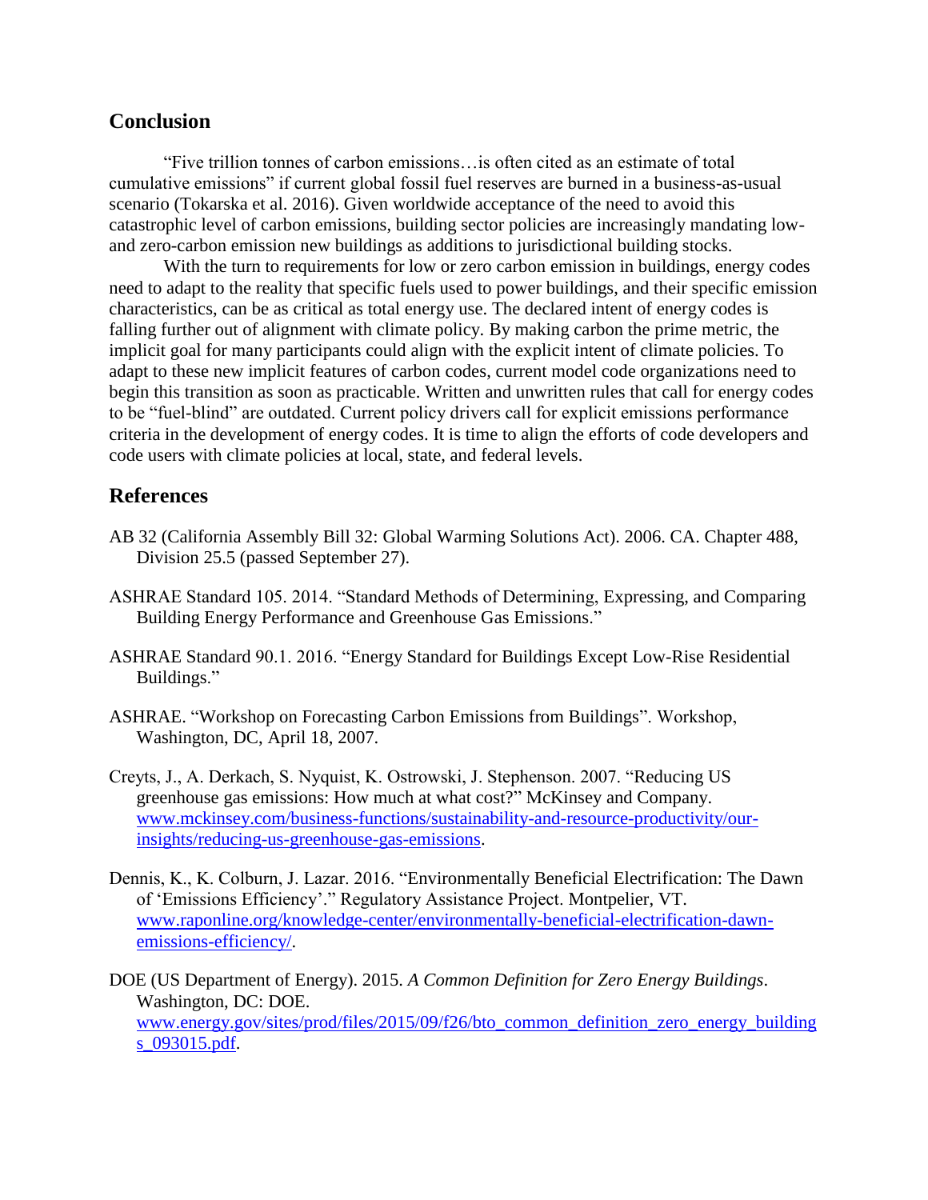## Conclusion

"Five trillion tonnes of carbon emissions…is often cited as an estimate of total cumulative emissions" if current global fossil fuel reserves are burned in a business-as-usual scenario (Tokarska et al. 2016). Given worldwide acceptance of the need to avoid this catastrophic level of carbon emissions, building sector policies are increasingly mandating low- and zero-carbon emission new buildings as additions to jurisdictional building stocks.

With the turn to requirements for low or zero carbon emission in buildings, energy codes need to adapt to the reality that specific fuels used to power buildings, and their specific emission characteristics, can be as critical as total energy use. The declared intent of energy codes is falling further out of alignment with climate policy. By making carbon the prime metric, the implicit goal for many participants could align with the explicit intent of climate policies. To adapt to these new implicit features of carbon codes, current model code organizations need to begin this transition as soon as practicable. Written and unwritten rules that call for energy codes to be "fuel-blind" are outdated. Current policy drivers call for explicit emissions performance criteria in the development of energy codes. It is time to align the efforts of code developers and code users with climate policies at local, state, and federal levels.

## References

AB 32 (California Assembly Bill 32: Global Warming Solutions Act). 2006. CA. Chapter 488, Division 25.5 (passed September 27).

ASHRAE Standard 105. 2014. "Standard Methods of Determining, Expressing, and Comparing Building Energy Performance and Greenhouse Gas Emissions."

ASHRAE Standard 90.1. 2016. "Energy Standard for Buildings Except Low-Rise Residential Buildings."

ASHRAE. "Workshop on Forecasting Carbon Emissions from Buildings". Workshop, Washington, DC, April 18, 2007.

Creyts, J., A. Derkach, S. Nyquist, K. Ostrowski, J. Stephenson. 2007. "Reducing US greenhouse gas emissions: How much at what cost?" McKinsey and Company. www.mckinsey.com/business-functions/sustainability-and-resource-productivity/our-insights/reducing-us-greenhouse-gas-emissions.

Dennis, K., K. Colburn, J. Lazar. 2016. "Environmentally Beneficial Electrification: The Dawn of 'Emissions Efficiency'." Regulatory Assistance Project. Montpelier, VT. www.raponline.org/knowledge-center/environmentally-beneficial-electrification-dawn-emissions-efficiency/.

DOE (US Department of Energy). 2015. *A Common Definition for Zero Energy Buildings*. Washington, DC: DOE. www.energy.gov/sites/prod/files/2015/09/f26/bto_common_definition_zero_energy_buildings_093015.pdf.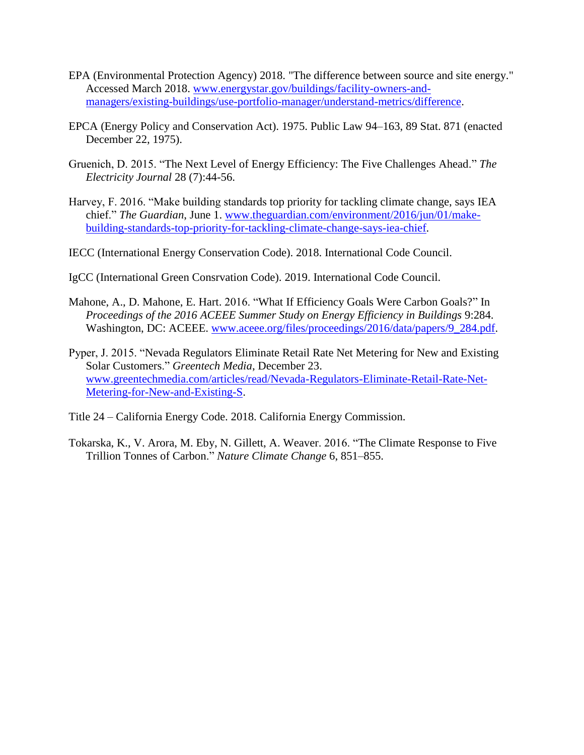EPA (Environmental Protection Agency) 2018. "The difference between source and site energy." Accessed March 2018. [www.energystar.gov/buildings/facility-owners-and-managers/existing-buildings/use-portfolio-manager/understand-metrics/difference](www.energystar.gov/buildings/facility-owners-and-managers/existing-buildings/use-portfolio-manager/understand-metrics/difference).

EPCA (Energy Policy and Conservation Act). 1975. Public Law 94–163, 89 Stat. 871 (enacted December 22, 1975).

Gruenich, D. 2015. "The Next Level of Energy Efficiency: The Five Challenges Ahead." *The Electricity Journal* 28 (7):44-56.

Harvey, F. 2016. "Make building standards top priority for tackling climate change, says IEA chief." *The Guardian*, June 1. [www.theguardian.com/environment/2016/jun/01/make-building-standards-top-priority-for-tackling-climate-change-says-iea-chief](www.theguardian.com/environment/2016/jun/01/make-building-standards-top-priority-for-tackling-climate-change-says-iea-chief).

IECC (International Energy Conservation Code). 2018. International Code Council.

IgCC (International Green Consrvation Code). 2019. International Code Council.

Mahone, A., D. Mahone, E. Hart. 2016. "What If Efficiency Goals Were Carbon Goals?" In *Proceedings of the 2016 ACEEE Summer Study on Energy Efficiency in Buildings* 9:284. Washington, DC: ACEEE. [www.aceee.org/files/proceedings/2016/data/papers/9_284.pdf](www.aceee.org/files/proceedings/2016/data/papers/9_284.pdf).

Pyper, J. 2015. "Nevada Regulators Eliminate Retail Rate Net Metering for New and Existing Solar Customers." *Greentech Media*, December 23. [www.greentechmedia.com/articles/read/Nevada-Regulators-Eliminate-Retail-Rate-Net-Metering-for-New-and-Existing-S](www.greentechmedia.com/articles/read/Nevada-Regulators-Eliminate-Retail-Rate-Net-Metering-for-New-and-Existing-S).

Title 24 – California Energy Code. 2018. California Energy Commission.

Tokarska, K., V. Arora, M. Eby, N. Gillett, A. Weaver. 2016. "The Climate Response to Five Trillion Tonnes of Carbon." *Nature Climate Change* 6, 851–855.